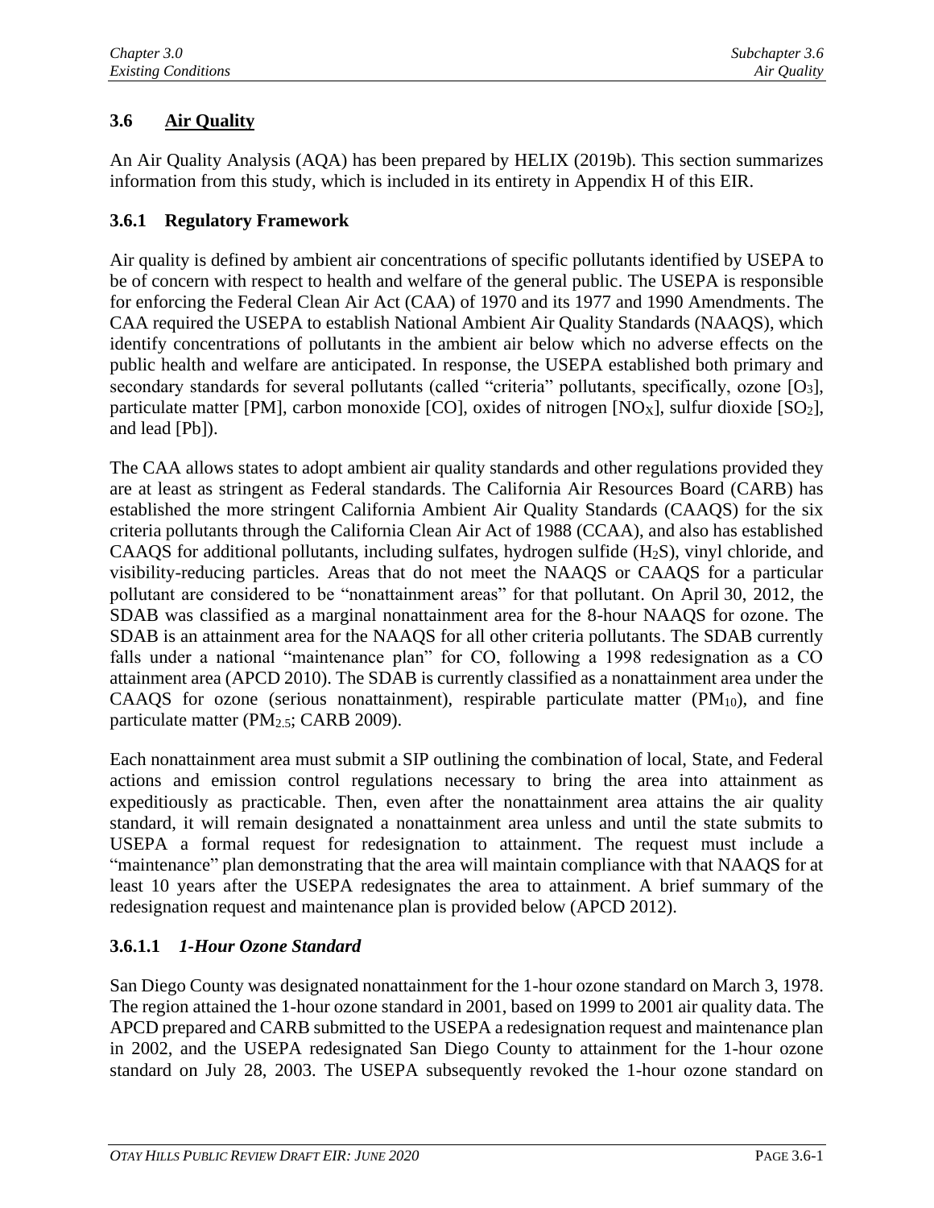## 3.6 Air Quality

An Air Quality Analysis (AQA) has been prepared by HELIX (2019b). This section summarizes information from this study, which is included in its entirety in Appendix H of this EIR.

### 3.6.1 Regulatory Framework

Air quality is defined by ambient air concentrations of specific pollutants identified by USEPA to be of concern with respect to health and welfare of the general public. The USEPA is responsible for enforcing the Federal Clean Air Act (CAA) of 1970 and its 1977 and 1990 Amendments. The CAA required the USEPA to establish National Ambient Air Quality Standards (NAAQS), which identify concentrations of pollutants in the ambient air below which no adverse effects on the public health and welfare are anticipated. In response, the USEPA established both primary and secondary standards for several pollutants (called "criteria" pollutants, specifically, ozone [$O_3$], particulate matter [PM], carbon monoxide [CO], oxides of nitrogen [$NO_X$], sulfur dioxide [$SO_2$], and lead [Pb]).

The CAA allows states to adopt ambient air quality standards and other regulations provided they are at least as stringent as Federal standards. The California Air Resources Board (CARB) has established the more stringent California Ambient Air Quality Standards (CAAQS) for the six criteria pollutants through the California Clean Air Act of 1988 (CCAA), and also has established CAAQS for additional pollutants, including sulfates, hydrogen sulfide ($H_2S$), vinyl chloride, and visibility-reducing particles. Areas that do not meet the NAAQS or CAAQS for a particular pollutant are considered to be "nonattainment areas" for that pollutant. On April 30, 2012, the SDAB was classified as a marginal nonattainment area for the 8-hour NAAQS for ozone. The SDAB is an attainment area for the NAAQS for all other criteria pollutants. The SDAB currently falls under a national "maintenance plan" for CO, following a 1998 redesignation as a CO attainment area (APCD 2010). The SDAB is currently classified as a nonattainment area under the CAAQS for ozone (serious nonattainment), respirable particulate matter ($PM_{10}$), and fine particulate matter ($PM_{2.5}$; CARB 2009).

Each nonattainment area must submit a SIP outlining the combination of local, State, and Federal actions and emission control regulations necessary to bring the area into attainment as expeditiously as practicable. Then, even after the nonattainment area attains the air quality standard, it will remain designated a nonattainment area unless and until the state submits to USEPA a formal request for redesignation to attainment. The request must include a "maintenance" plan demonstrating that the area will maintain compliance with that NAAQS for at least 10 years after the USEPA redesignates the area to attainment. A brief summary of the redesignation request and maintenance plan is provided below (APCD 2012).

#### 3.6.1.1 *1-Hour Ozone Standard*

San Diego County was designated nonattainment for the 1-hour ozone standard on March 3, 1978. The region attained the 1-hour ozone standard in 2001, based on 1999 to 2001 air quality data. The APCD prepared and CARB submitted to the USEPA a redesignation request and maintenance plan in 2002, and the USEPA redesignated San Diego County to attainment for the 1-hour ozone standard on July 28, 2003. The USEPA subsequently revoked the 1-hour ozone standard on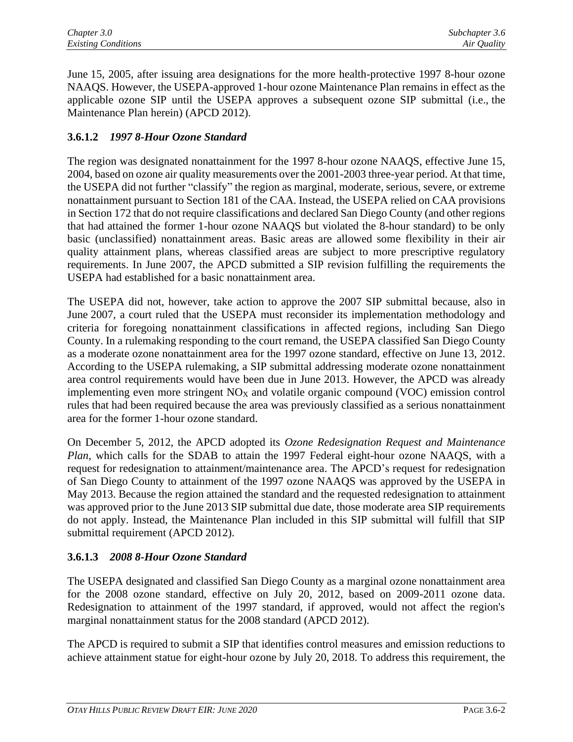June 15, 2005, after issuing area designations for the more health-protective 1997 8-hour ozone NAAQS. However, the USEPA-approved 1-hour ozone Maintenance Plan remains in effect as the applicable ozone SIP until the USEPA approves a subsequent ozone SIP submittal (i.e., the Maintenance Plan herein) (APCD 2012).

### 3.6.1.2 *1997 8-Hour Ozone Standard*

The region was designated nonattainment for the 1997 8-hour ozone NAAQS, effective June 15, 2004, based on ozone air quality measurements over the 2001-2003 three-year period. At that time, the USEPA did not further "classify" the region as marginal, moderate, serious, severe, or extreme nonattainment pursuant to Section 181 of the CAA. Instead, the USEPA relied on CAA provisions in Section 172 that do not require classifications and declared San Diego County (and other regions that had attained the former 1-hour ozone NAAQS but violated the 8-hour standard) to be only basic (unclassified) nonattainment areas. Basic areas are allowed some flexibility in their air quality attainment plans, whereas classified areas are subject to more prescriptive regulatory requirements. In June 2007, the APCD submitted a SIP revision fulfilling the requirements the USEPA had established for a basic nonattainment area.

The USEPA did not, however, take action to approve the 2007 SIP submittal because, also in June 2007, a court ruled that the USEPA must reconsider its implementation methodology and criteria for foregoing nonattainment classifications in affected regions, including San Diego County. In a rulemaking responding to the court remand, the USEPA classified San Diego County as a moderate ozone nonattainment area for the 1997 ozone standard, effective on June 13, 2012. According to the USEPA rulemaking, a SIP submittal addressing moderate ozone nonattainment area control requirements would have been due in June 2013. However, the APCD was already implementing even more stringent $NO_X$ and volatile organic compound (VOC) emission control rules that had been required because the area was previously classified as a serious nonattainment area for the former 1-hour ozone standard.

On December 5, 2012, the APCD adopted its *Ozone Redesignation Request and Maintenance Plan*, which calls for the SDAB to attain the 1997 Federal eight-hour ozone NAAQS, with a request for redesignation to attainment/maintenance area. The APCD's request for redesignation of San Diego County to attainment of the 1997 ozone NAAQS was approved by the USEPA in May 2013. Because the region attained the standard and the requested redesignation to attainment was approved prior to the June 2013 SIP submittal due date, those moderate area SIP requirements do not apply. Instead, the Maintenance Plan included in this SIP submittal will fulfill that SIP submittal requirement (APCD 2012).

### 3.6.1.3 *2008 8-Hour Ozone Standard*

The USEPA designated and classified San Diego County as a marginal ozone nonattainment area for the 2008 ozone standard, effective on July 20, 2012, based on 2009-2011 ozone data. Redesignation to attainment of the 1997 standard, if approved, would not affect the region's marginal nonattainment status for the 2008 standard (APCD 2012).

The APCD is required to submit a SIP that identifies control measures and emission reductions to achieve attainment statue for eight-hour ozone by July 20, 2018. To address this requirement, the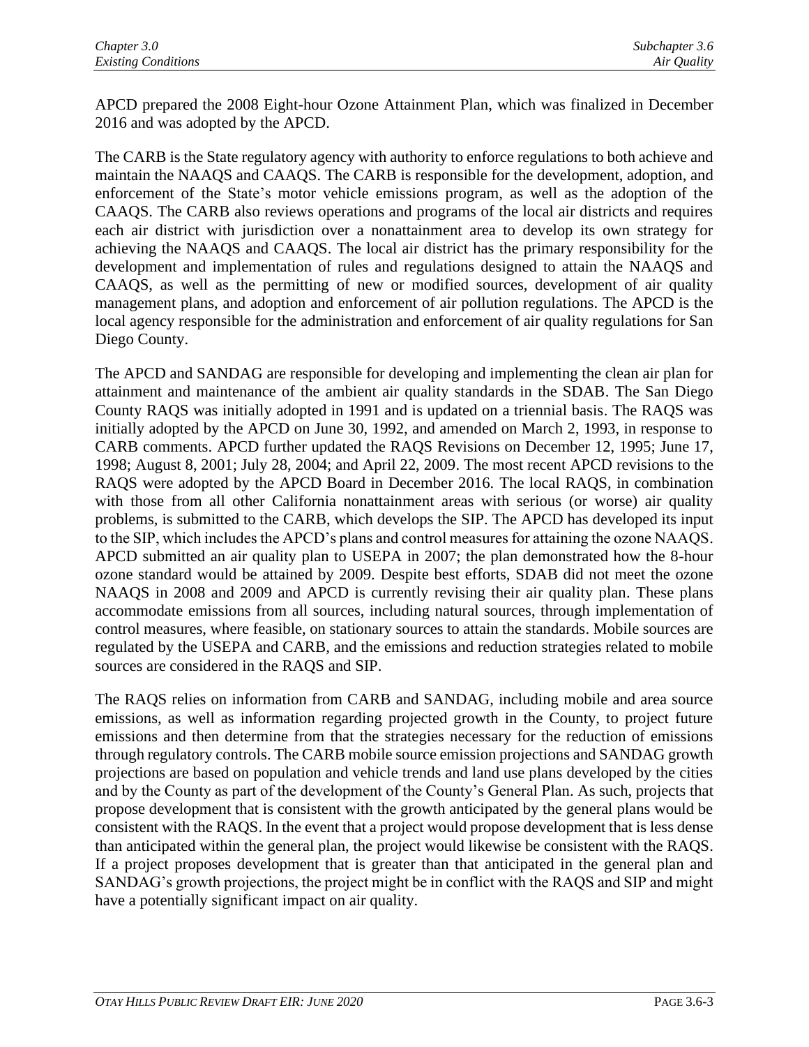APCD prepared the 2008 Eight-hour Ozone Attainment Plan, which was finalized in December 2016 and was adopted by the APCD.

The CARB is the State regulatory agency with authority to enforce regulations to both achieve and maintain the NAAQS and CAAQS. The CARB is responsible for the development, adoption, and enforcement of the State's motor vehicle emissions program, as well as the adoption of the CAAQS. The CARB also reviews operations and programs of the local air districts and requires each air district with jurisdiction over a nonattainment area to develop its own strategy for achieving the NAAQS and CAAQS. The local air district has the primary responsibility for the development and implementation of rules and regulations designed to attain the NAAQS and CAAQS, as well as the permitting of new or modified sources, development of air quality management plans, and adoption and enforcement of air pollution regulations. The APCD is the local agency responsible for the administration and enforcement of air quality regulations for San Diego County.

The APCD and SANDAG are responsible for developing and implementing the clean air plan for attainment and maintenance of the ambient air quality standards in the SDAB. The San Diego County RAQS was initially adopted in 1991 and is updated on a triennial basis. The RAQS was initially adopted by the APCD on June 30, 1992, and amended on March 2, 1993, in response to CARB comments. APCD further updated the RAQS Revisions on December 12, 1995; June 17, 1998; August 8, 2001; July 28, 2004; and April 22, 2009. The most recent APCD revisions to the RAQS were adopted by the APCD Board in December 2016. The local RAQS, in combination with those from all other California nonattainment areas with serious (or worse) air quality problems, is submitted to the CARB, which develops the SIP. The APCD has developed its input to the SIP, which includes the APCD's plans and control measures for attaining the ozone NAAQS. APCD submitted an air quality plan to USEPA in 2007; the plan demonstrated how the 8-hour ozone standard would be attained by 2009. Despite best efforts, SDAB did not meet the ozone NAAQS in 2008 and 2009 and APCD is currently revising their air quality plan. These plans accommodate emissions from all sources, including natural sources, through implementation of control measures, where feasible, on stationary sources to attain the standards. Mobile sources are regulated by the USEPA and CARB, and the emissions and reduction strategies related to mobile sources are considered in the RAQS and SIP.

The RAQS relies on information from CARB and SANDAG, including mobile and area source emissions, as well as information regarding projected growth in the County, to project future emissions and then determine from that the strategies necessary for the reduction of emissions through regulatory controls. The CARB mobile source emission projections and SANDAG growth projections are based on population and vehicle trends and land use plans developed by the cities and by the County as part of the development of the County's General Plan. As such, projects that propose development that is consistent with the growth anticipated by the general plans would be consistent with the RAQS. In the event that a project would propose development that is less dense than anticipated within the general plan, the project would likewise be consistent with the RAQS. If a project proposes development that is greater than that anticipated in the general plan and SANDAG's growth projections, the project might be in conflict with the RAQS and SIP and might have a potentially significant impact on air quality.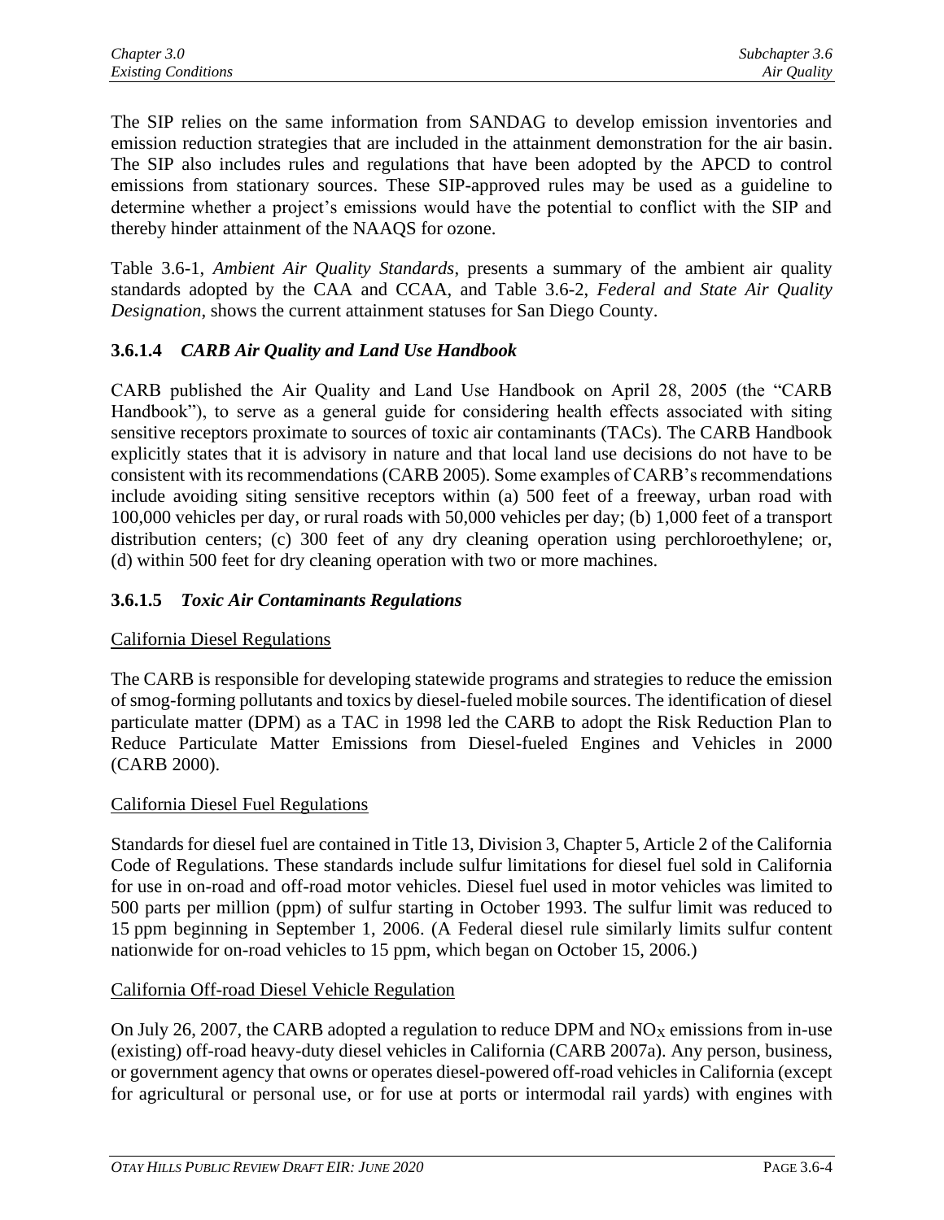The SIP relies on the same information from SANDAG to develop emission inventories and emission reduction strategies that are included in the attainment demonstration for the air basin. The SIP also includes rules and regulations that have been adopted by the APCD to control emissions from stationary sources. These SIP-approved rules may be used as a guideline to determine whether a project's emissions would have the potential to conflict with the SIP and thereby hinder attainment of the NAAQS for ozone.

Table 3.6-1, *Ambient Air Quality Standards*, presents a summary of the ambient air quality standards adopted by the CAA and CCAA, and Table 3.6-2, *Federal and State Air Quality Designation*, shows the current attainment statuses for San Diego County.

### 3.6.1.4 *CARB Air Quality and Land Use Handbook*

CARB published the Air Quality and Land Use Handbook on April 28, 2005 (the "CARB Handbook"), to serve as a general guide for considering health effects associated with siting sensitive receptors proximate to sources of toxic air contaminants (TACs). The CARB Handbook explicitly states that it is advisory in nature and that local land use decisions do not have to be consistent with its recommendations (CARB 2005). Some examples of CARB's recommendations include avoiding siting sensitive receptors within (a) 500 feet of a freeway, urban road with 100,000 vehicles per day, or rural roads with 50,000 vehicles per day; (b) 1,000 feet of a transport distribution centers; (c) 300 feet of any dry cleaning operation using perchloroethylene; or, (d) within 500 feet for dry cleaning operation with two or more machines.

### 3.6.1.5 *Toxic Air Contaminants Regulations*

<u>California Diesel Regulations</u>

The CARB is responsible for developing statewide programs and strategies to reduce the emission of smog-forming pollutants and toxics by diesel-fueled mobile sources. The identification of diesel particulate matter (DPM) as a TAC in 1998 led the CARB to adopt the Risk Reduction Plan to Reduce Particulate Matter Emissions from Diesel-fueled Engines and Vehicles in 2000 (CARB 2000).

<u>California Diesel Fuel Regulations</u>

Standards for diesel fuel are contained in Title 13, Division 3, Chapter 5, Article 2 of the California Code of Regulations. These standards include sulfur limitations for diesel fuel sold in California for use in on-road and off-road motor vehicles. Diesel fuel used in motor vehicles was limited to 500 parts per million (ppm) of sulfur starting in October 1993. The sulfur limit was reduced to 15 ppm beginning in September 1, 2006. (A Federal diesel rule similarly limits sulfur content nationwide for on-road vehicles to 15 ppm, which began on October 15, 2006.)

<u>California Off-road Diesel Vehicle Regulation</u>

On July 26, 2007, the CARB adopted a regulation to reduce DPM and $NO_X$ emissions from in-use (existing) off-road heavy-duty diesel vehicles in California (CARB 2007a). Any person, business, or government agency that owns or operates diesel-powered off-road vehicles in California (except for agricultural or personal use, or for use at ports or intermodal rail yards) with engines with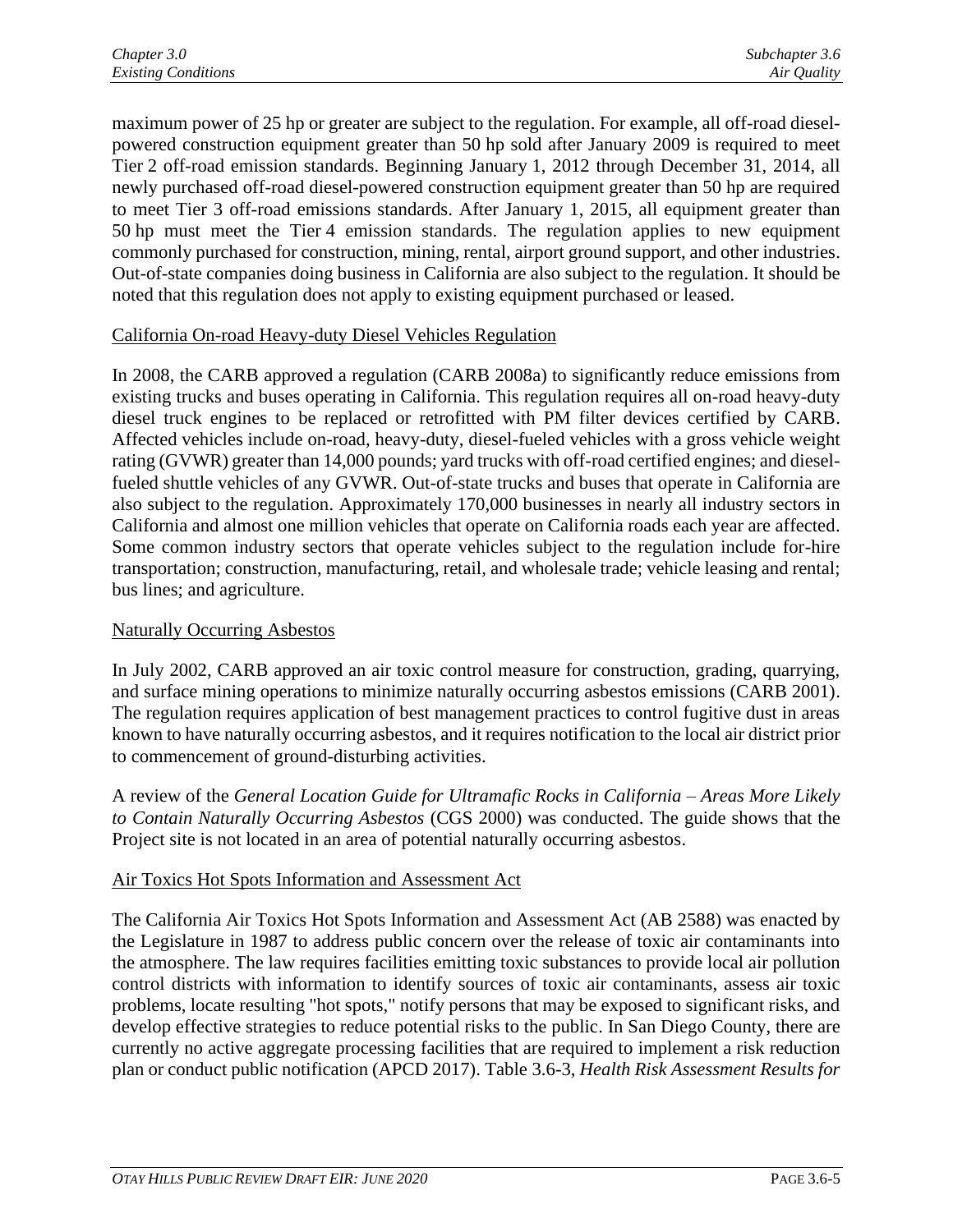maximum power of 25 hp or greater are subject to the regulation. For example, all off-road diesel-powered construction equipment greater than 50 hp sold after January 2009 is required to meet Tier 2 off-road emission standards. Beginning January 1, 2012 through December 31, 2014, all newly purchased off-road diesel-powered construction equipment greater than 50 hp are required to meet Tier 3 off-road emissions standards. After January 1, 2015, all equipment greater than 50 hp must meet the Tier 4 emission standards. The regulation applies to new equipment commonly purchased for construction, mining, rental, airport ground support, and other industries. Out-of-state companies doing business in California are also subject to the regulation. It should be noted that this regulation does not apply to existing equipment purchased or leased.

<u>California On-road Heavy-duty Diesel Vehicles Regulation</u>

In 2008, the CARB approved a regulation (CARB 2008a) to significantly reduce emissions from existing trucks and buses operating in California. This regulation requires all on-road heavy-duty diesel truck engines to be replaced or retrofitted with PM filter devices certified by CARB. Affected vehicles include on-road, heavy-duty, diesel-fueled vehicles with a gross vehicle weight rating (GVWR) greater than 14,000 pounds; yard trucks with off-road certified engines; and diesel-fueled shuttle vehicles of any GVWR. Out-of-state trucks and buses that operate in California are also subject to the regulation. Approximately 170,000 businesses in nearly all industry sectors in California and almost one million vehicles that operate on California roads each year are affected. Some common industry sectors that operate vehicles subject to the regulation include for-hire transportation; construction, manufacturing, retail, and wholesale trade; vehicle leasing and rental; bus lines; and agriculture.

<u>Naturally Occurring Asbestos</u>

In July 2002, CARB approved an air toxic control measure for construction, grading, quarrying, and surface mining operations to minimize naturally occurring asbestos emissions (CARB 2001). The regulation requires application of best management practices to control fugitive dust in areas known to have naturally occurring asbestos, and it requires notification to the local air district prior to commencement of ground-disturbing activities.

A review of the *General Location Guide for Ultramafic Rocks in California – Areas More Likely to Contain Naturally Occurring Asbestos* (CGS 2000) was conducted. The guide shows that the Project site is not located in an area of potential naturally occurring asbestos.

<u>Air Toxics Hot Spots Information and Assessment Act</u>

The California Air Toxics Hot Spots Information and Assessment Act (AB 2588) was enacted by the Legislature in 1987 to address public concern over the release of toxic air contaminants into the atmosphere. The law requires facilities emitting toxic substances to provide local air pollution control districts with information to identify sources of toxic air contaminants, assess air toxic problems, locate resulting "hot spots," notify persons that may be exposed to significant risks, and develop effective strategies to reduce potential risks to the public. In San Diego County, there are currently no active aggregate processing facilities that are required to implement a risk reduction plan or conduct public notification (APCD 2017). Table 3.6-3, *Health Risk Assessment Results for*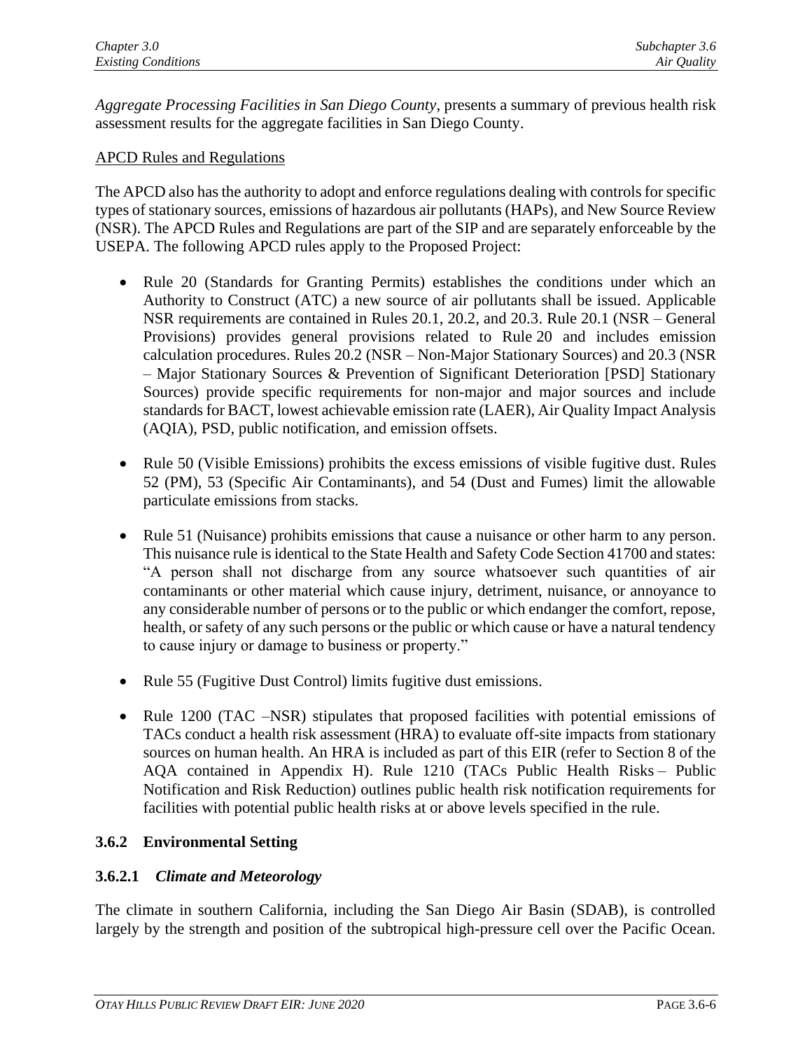*Aggregate Processing Facilities in San Diego County*, presents a summary of previous health risk assessment results for the aggregate facilities in San Diego County.

<u>APCD Rules and Regulations</u>

The APCD also has the authority to adopt and enforce regulations dealing with controls for specific types of stationary sources, emissions of hazardous air pollutants (HAPs), and New Source Review (NSR). The APCD Rules and Regulations are part of the SIP and are separately enforceable by the USEPA. The following APCD rules apply to the Proposed Project:

- Rule 20 (Standards for Granting Permits) establishes the conditions under which an Authority to Construct (ATC) a new source of air pollutants shall be issued. Applicable NSR requirements are contained in Rules 20.1, 20.2, and 20.3. Rule 20.1 (NSR – General Provisions) provides general provisions related to Rule 20 and includes emission calculation procedures. Rules 20.2 (NSR – Non-Major Stationary Sources) and 20.3 (NSR – Major Stationary Sources & Prevention of Significant Deterioration [PSD] Stationary Sources) provide specific requirements for non-major and major sources and include standards for BACT, lowest achievable emission rate (LAER), Air Quality Impact Analysis (AQIA), PSD, public notification, and emission offsets.

- Rule 50 (Visible Emissions) prohibits the excess emissions of visible fugitive dust. Rules 52 (PM), 53 (Specific Air Contaminants), and 54 (Dust and Fumes) limit the allowable particulate emissions from stacks.

- Rule 51 (Nuisance) prohibits emissions that cause a nuisance or other harm to any person. This nuisance rule is identical to the State Health and Safety Code Section 41700 and states: "A person shall not discharge from any source whatsoever such quantities of air contaminants or other material which cause injury, detriment, nuisance, or annoyance to any considerable number of persons or to the public or which endanger the comfort, repose, health, or safety of any such persons or the public or which cause or have a natural tendency to cause injury or damage to business or property."

- Rule 55 (Fugitive Dust Control) limits fugitive dust emissions.

- Rule 1200 (TAC –NSR) stipulates that proposed facilities with potential emissions of TACs conduct a health risk assessment (HRA) to evaluate off-site impacts from stationary sources on human health. An HRA is included as part of this EIR (refer to Section 8 of the AQA contained in Appendix H). Rule 1210 (TACs Public Health Risks – Public Notification and Risk Reduction) outlines public health risk notification requirements for facilities with potential public health risks at or above levels specified in the rule.

### 3.6.2 Environmental Setting

#### 3.6.2.1 *Climate and Meteorology*

The climate in southern California, including the San Diego Air Basin (SDAB), is controlled largely by the strength and position of the subtropical high-pressure cell over the Pacific Ocean.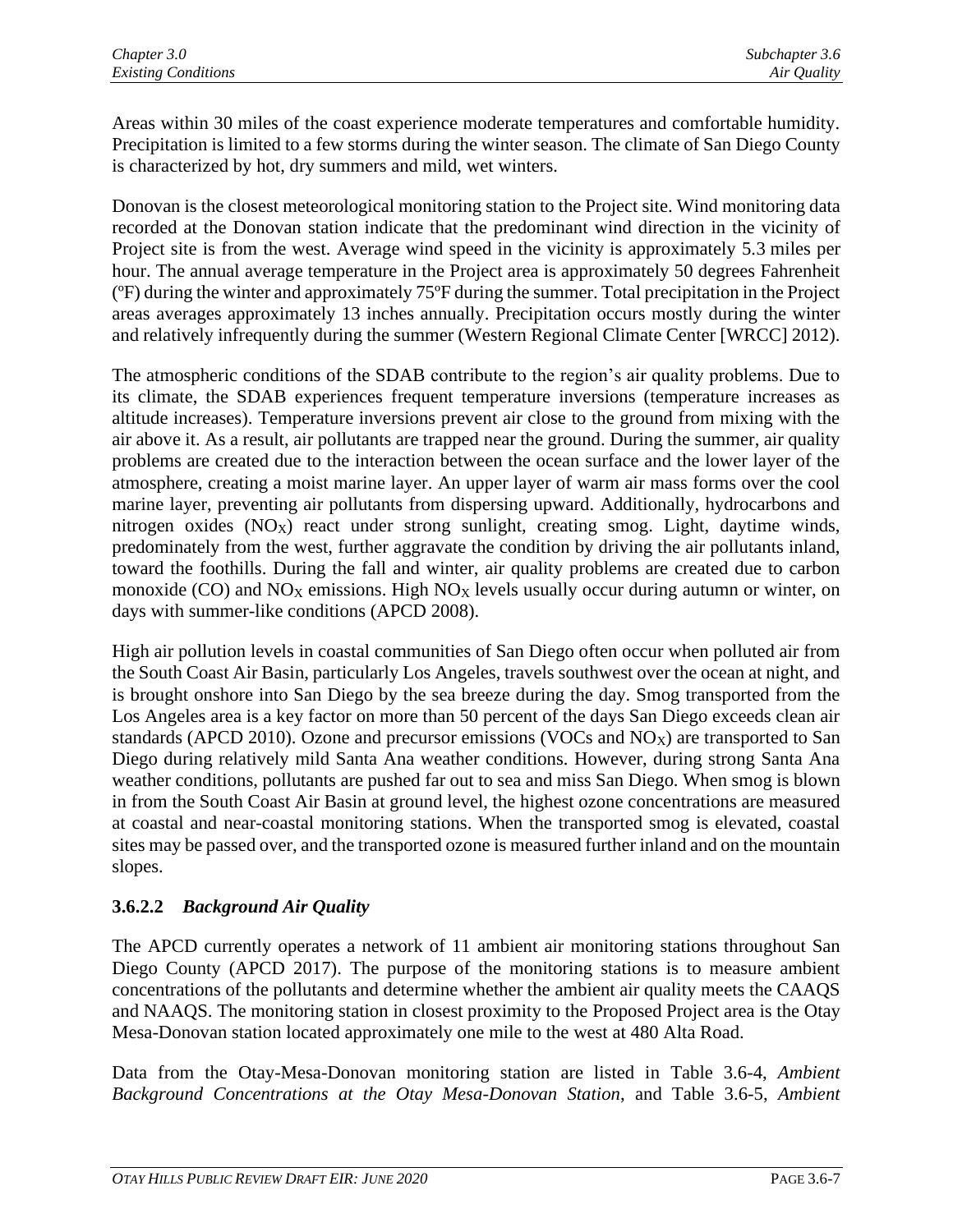Areas within 30 miles of the coast experience moderate temperatures and comfortable humidity. Precipitation is limited to a few storms during the winter season. The climate of San Diego County is characterized by hot, dry summers and mild, wet winters.

Donovan is the closest meteorological monitoring station to the Project site. Wind monitoring data recorded at the Donovan station indicate that the predominant wind direction in the vicinity of Project site is from the west. Average wind speed in the vicinity is approximately 5.3 miles per hour. The annual average temperature in the Project area is approximately 50 degrees Fahrenheit (ºF) during the winter and approximately 75ºF during the summer. Total precipitation in the Project areas averages approximately 13 inches annually. Precipitation occurs mostly during the winter and relatively infrequently during the summer (Western Regional Climate Center [WRCC] 2012).

The atmospheric conditions of the SDAB contribute to the region's air quality problems. Due to its climate, the SDAB experiences frequent temperature inversions (temperature increases as altitude increases). Temperature inversions prevent air close to the ground from mixing with the air above it. As a result, air pollutants are trapped near the ground. During the summer, air quality problems are created due to the interaction between the ocean surface and the lower layer of the atmosphere, creating a moist marine layer. An upper layer of warm air mass forms over the cool marine layer, preventing air pollutants from dispersing upward. Additionally, hydrocarbons and nitrogen oxides ($NO_X$) react under strong sunlight, creating smog. Light, daytime winds, predominately from the west, further aggravate the condition by driving the air pollutants inland, toward the foothills. During the fall and winter, air quality problems are created due to carbon monoxide (CO) and $NO_X$ emissions. High $NO_X$ levels usually occur during autumn or winter, on days with summer-like conditions (APCD 2008).

High air pollution levels in coastal communities of San Diego often occur when polluted air from the South Coast Air Basin, particularly Los Angeles, travels southwest over the ocean at night, and is brought onshore into San Diego by the sea breeze during the day. Smog transported from the Los Angeles area is a key factor on more than 50 percent of the days San Diego exceeds clean air standards (APCD 2010). Ozone and precursor emissions (VOCs and $NO_X$) are transported to San Diego during relatively mild Santa Ana weather conditions. However, during strong Santa Ana weather conditions, pollutants are pushed far out to sea and miss San Diego. When smog is blown in from the South Coast Air Basin at ground level, the highest ozone concentrations are measured at coastal and near-coastal monitoring stations. When the transported smog is elevated, coastal sites may be passed over, and the transported ozone is measured further inland and on the mountain slopes.

### 3.6.2.2 *Background Air Quality*

The APCD currently operates a network of 11 ambient air monitoring stations throughout San Diego County (APCD 2017). The purpose of the monitoring stations is to measure ambient concentrations of the pollutants and determine whether the ambient air quality meets the CAAQS and NAAQS. The monitoring station in closest proximity to the Proposed Project area is the Otay Mesa-Donovan station located approximately one mile to the west at 480 Alta Road.

Data from the Otay-Mesa-Donovan monitoring station are listed in Table 3.6-4, *Ambient Background Concentrations at the Otay Mesa-Donovan Station*, and Table 3.6-5, *Ambient*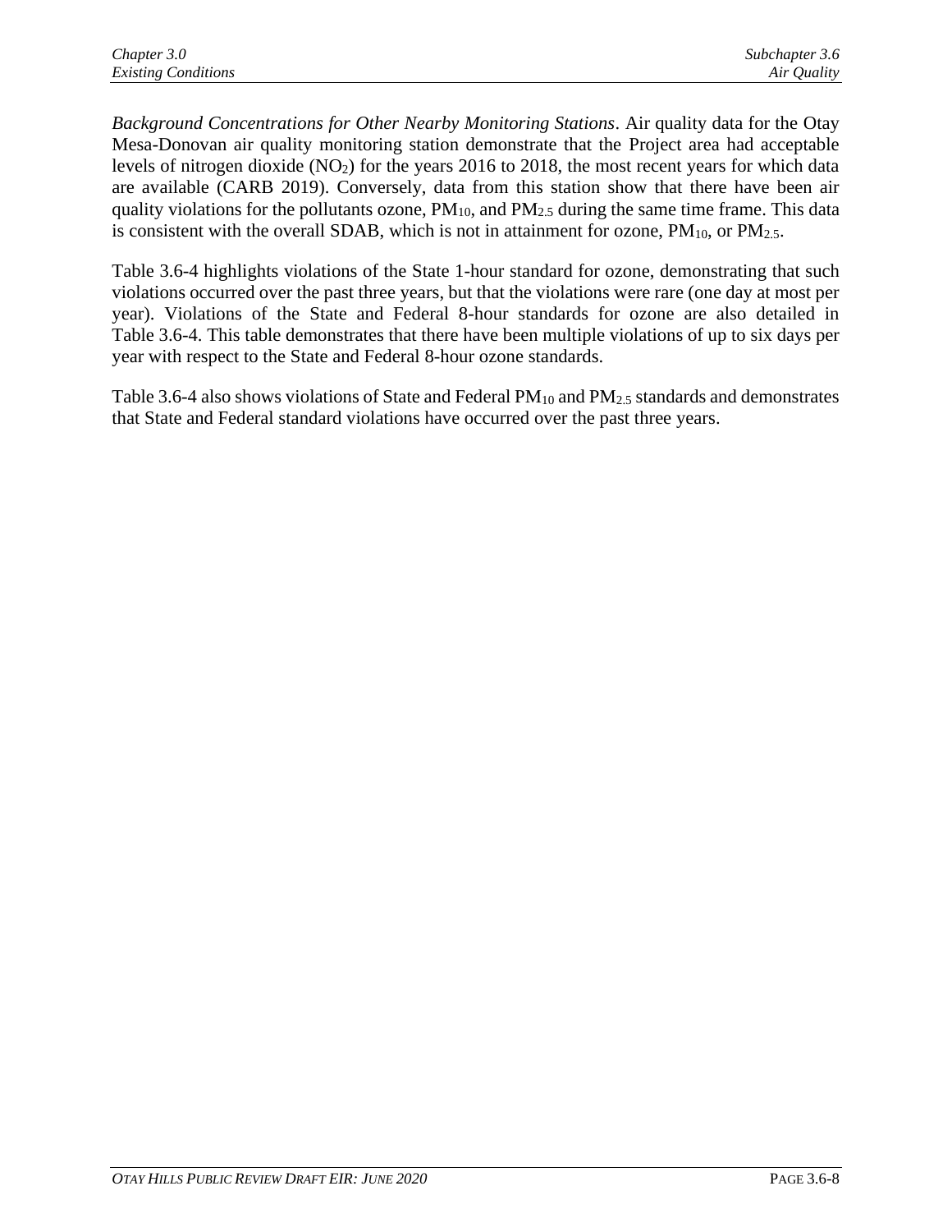*Background Concentrations for Other Nearby Monitoring Stations*. Air quality data for the Otay Mesa-Donovan air quality monitoring station demonstrate that the Project area had acceptable levels of nitrogen dioxide ($NO_2$) for the years 2016 to 2018, the most recent years for which data are available (CARB 2019). Conversely, data from this station show that there have been air quality violations for the pollutants ozone, $PM_{10}$, and $PM_{2.5}$ during the same time frame. This data is consistent with the overall SDAB, which is not in attainment for ozone, $PM_{10}$, or $PM_{2.5}$.

Table 3.6-4 highlights violations of the State 1-hour standard for ozone, demonstrating that such violations occurred over the past three years, but that the violations were rare (one day at most per year). Violations of the State and Federal 8-hour standards for ozone are also detailed in Table 3.6-4. This table demonstrates that there have been multiple violations of up to six days per year with respect to the State and Federal 8-hour ozone standards.

Table 3.6-4 also shows violations of State and Federal $PM_{10}$ and $PM_{2.5}$ standards and demonstrates that State and Federal standard violations have occurred over the past three years.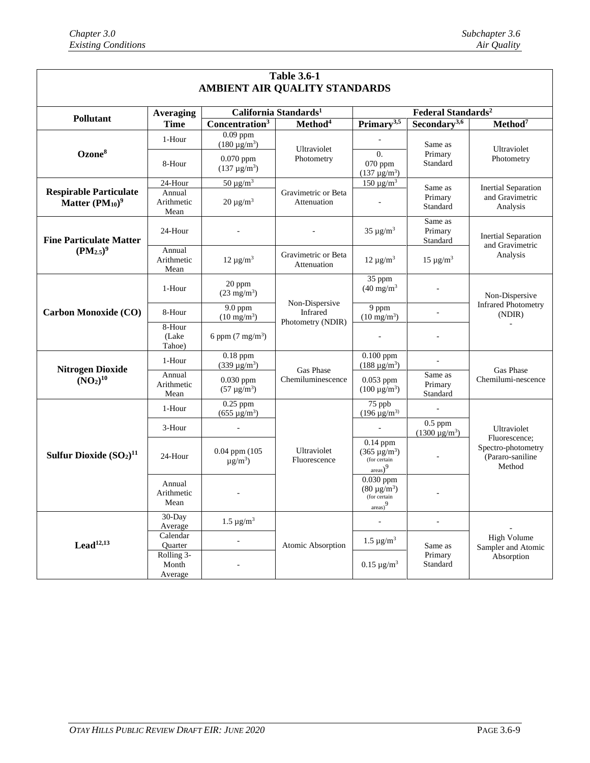**Table 3.6-1**
**AMBIENT AIR QUALITY STANDARDS**

| Pollutant | Averaging Time | California Standards[1] | | Federal Standards[2] | | |
|---|---|---|---|---|---|---|
| | | Concentration[3] | Method[4] | Primary[3,5] | Secondary[3,6] | Method[7] |
| **Ozone[8]** | 1-Hour | 0.09 ppm (180 μg/m³) | Ultraviolet Photometry | - | Same as Primary Standard | Ultraviolet Photometry |
| | 8-Hour | 0.070 ppm (137 μg/m³) | | 0. 070 ppm (137 μg/m³) | | |
| **Respirable Particulate Matter ($PM_{10}$)[9]** | 24-Hour | 50 μg/m³ | Gravimetric or Beta Attenuation | 150 μg/m³ | Same as Primary Standard | Inertial Separation and Gravimetric Analysis |
| | Annual Arithmetic Mean | 20 μg/m³ | | - | | |
| **Fine Particulate Matter ($PM_{2.5}$)[9]** | 24-Hour | - | - | 35 μg/m³ | Same as Primary Standard | Inertial Separation and Gravimetric Analysis |
| | Annual Arithmetic Mean | 12 μg/m³ | Gravimetric or Beta Attenuation | 12 μg/m³ | 15 μg/m³ | |
| **Carbon Monoxide (CO)** | 1-Hour | 20 ppm (23 mg/m³) | Non-Dispersive Infrared Photometry (NDIR) | 35 ppm (40 mg/m³ | - | Non-Dispersive Infrared Photometry (NDIR) - |
| | 8-Hour | 9.0 ppm (10 mg/m³) | | 9 ppm (10 mg/m³) | - | |
| | 8-Hour (Lake Tahoe) | 6 ppm (7 mg/m³) | | - | - | |
| **Nitrogen Dioxide ($NO_2$)[10]** | 1-Hour | 0.18 ppm (339 μg/m³) | Gas Phase Chemiluminescence | 0.100 ppm (188 μg/m³) | - | Gas Phase Chemilumi-nescence |
| | Annual Arithmetic Mean | 0.030 ppm (57 μg/m³) | | 0.053 ppm (100 μg/m³) | Same as Primary Standard | |
| **Sulfur Dioxide ($SO_2$)[11]** | 1-Hour | 0.25 ppm (655 μg/m³) | Ultraviolet Fluorescence | 75 ppb (196 μg/m³) | - | Ultraviolet Fluorescence; Spectro-photometry (Pararo-saniline Method |
| | 3-Hour | - | | - | 0.5 ppm (1300 μg/m³) | |
| | 24-Hour | 0.04 ppm (105 μg/m³) | | 0.14 ppm (365 μg/m³) (for certain areas)[9] | - | |
| | Annual Arithmetic Mean | - | | 0.030 ppm (80 μg/m³) (for certain areas)[9] | - | |
| **Lead[12,13]** | 30-Day Average | 1.5 μg/m³ | Atomic Absorption | - | - | - High Volume Sampler and Atomic Absorption |
| | Calendar Quarter | - | | 1.5 μg/m³ | Same as Primary Standard | |
| | Rolling 3-Month Average | - | | 0.15 μg/m³ | | |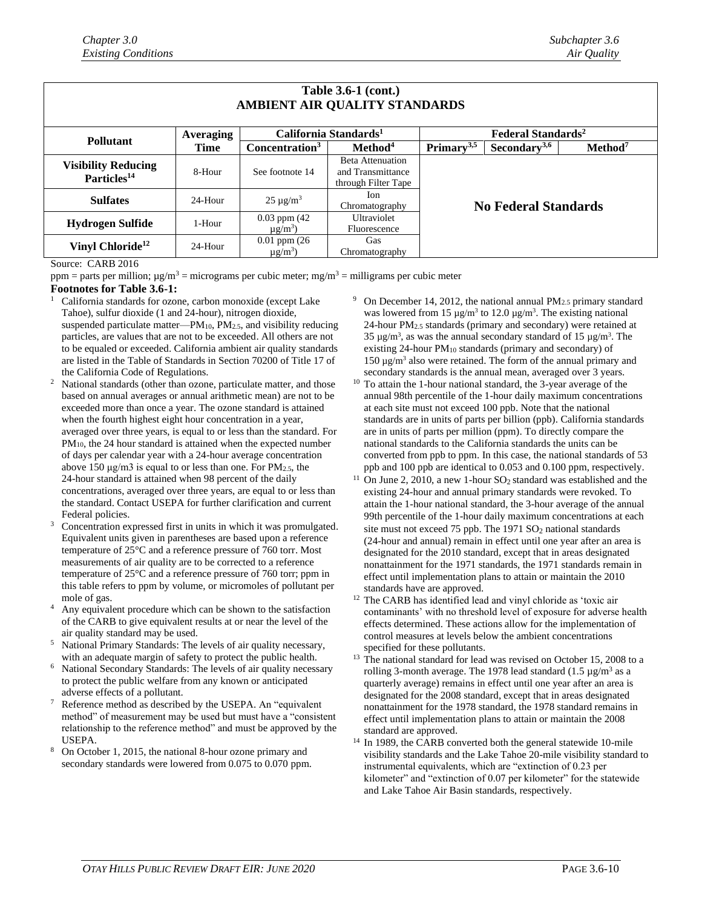**Table 3.6-1 (cont.)**
**AMBIENT AIR QUALITY STANDARDS**

| Pollutant | Averaging Time | California Standards[1] | | Federal Standards[2] | | |
|---|---|---|---|---|---|---|
| | | Concentration[3] | Method[4] | Primary[3,5] | Secondary[3,6] | Method[7] |
| Visibility Reducing Particles[14] | 8-Hour | See footnote 14 | Beta Attenuation and Transmittance through Filter Tape | No Federal Standards | | |
| Sulfates | 24-Hour | 25 µg/m³ | Ion Chromatography | | | |
| Hydrogen Sulfide | 1-Hour | 0.03 ppm (42 µg/m³) | Ultraviolet Fluorescence | | | |
| Vinyl Chloride[12] | 24-Hour | 0.01 ppm (26 µg/m³) | Gas Chromatography | | | |

Source: CARB 2016

ppm = parts per million; µg/m³ = micrograms per cubic meter; mg/m³ = milligrams per cubic meter

**Footnotes for Table 3.6-1:**

1. California standards for ozone, carbon monoxide (except Lake Tahoe), sulfur dioxide (1 and 24-hour), nitrogen dioxide, suspended particulate matter—$PM_{10}$, $PM_{2.5}$, and visibility reducing particles, are values that are not to be exceeded. All others are not to be equaled or exceeded. California ambient air quality standards are listed in the Table of Standards in Section 70200 of Title 17 of the California Code of Regulations.
2. National standards (other than ozone, particulate matter, and those based on annual averages or annual arithmetic mean) are not to be exceeded more than once a year. The ozone standard is attained when the fourth highest eight hour concentration in a year, averaged over three years, is equal to or less than the standard. For $PM_{10}$, the 24 hour standard is attained when the expected number of days per calendar year with a 24-hour average concentration above 150 µg/m3 is equal to or less than one. For $PM_{2.5}$, the 24-hour standard is attained when 98 percent of the daily concentrations, averaged over three years, are equal to or less than the standard. Contact USEPA for further clarification and current Federal policies.
3. Concentration expressed first in units in which it was promulgated. Equivalent units given in parentheses are based upon a reference temperature of 25°C and a reference pressure of 760 torr. Most measurements of air quality are to be corrected to a reference temperature of 25°C and a reference pressure of 760 torr; ppm in this table refers to ppm by volume, or micromoles of pollutant per mole of gas.
4. Any equivalent procedure which can be shown to the satisfaction of the CARB to give equivalent results at or near the level of the air quality standard may be used.
5. National Primary Standards: The levels of air quality necessary, with an adequate margin of safety to protect the public health.
6. National Secondary Standards: The levels of air quality necessary to protect the public welfare from any known or anticipated adverse effects of a pollutant.
7. Reference method as described by the USEPA. An "equivalent method" of measurement may be used but must have a "consistent relationship to the reference method" and must be approved by the USEPA.
8. On October 1, 2015, the national 8-hour ozone primary and secondary standards were lowered from 0.075 to 0.070 ppm.
9. On December 14, 2012, the national annual $PM_{2.5}$ primary standard was lowered from 15 µg/m³ to 12.0 µg/m³. The existing national 24-hour $PM_{2.5}$ standards (primary and secondary) were retained at 35 µg/m³, as was the annual secondary standard of 15 µg/m³. The existing 24-hour $PM_{10}$ standards (primary and secondary) of 150 µg/m³ also were retained. The form of the annual primary and secondary standards is the annual mean, averaged over 3 years.
10. To attain the 1-hour national standard, the 3-year average of the annual 98th percentile of the 1-hour daily maximum concentrations at each site must not exceed 100 ppb. Note that the national standards are in units of parts per billion (ppb). California standards are in units of parts per million (ppm). To directly compare the national standards to the California standards the units can be converted from ppb to ppm. In this case, the national standards of 53 ppb and 100 ppb are identical to 0.053 and 0.100 ppm, respectively.
11. On June 2, 2010, a new 1-hour $SO_2$ standard was established and the existing 24-hour and annual primary standards were revoked. To attain the 1-hour national standard, the 3-hour average of the annual 99th percentile of the 1-hour daily maximum concentrations at each site must not exceed 75 ppb. The 1971 $SO_2$ national standards (24-hour and annual) remain in effect until one year after an area is designated for the 2010 standard, except that in areas designated nonattainment for the 1971 standards, the 1971 standards remain in effect until implementation plans to attain or maintain the 2010 standards have are approved.
12. The CARB has identified lead and vinyl chloride as 'toxic air contaminants' with no threshold level of exposure for adverse health effects determined. These actions allow for the implementation of control measures at levels below the ambient concentrations specified for these pollutants.
13. The national standard for lead was revised on October 15, 2008 to a rolling 3-month average. The 1978 lead standard (1.5 µg/m³ as a quarterly average) remains in effect until one year after an area is designated for the 2008 standard, except that in areas designated nonattainment for the 1978 standard, the 1978 standard remains in effect until implementation plans to attain or maintain the 2008 standard are approved.
14. In 1989, the CARB converted both the general statewide 10-mile visibility standards and the Lake Tahoe 20-mile visibility standard to instrumental equivalents, which are "extinction of 0.23 per kilometer" and "extinction of 0.07 per kilometer" for the statewide and Lake Tahoe Air Basin standards, respectively.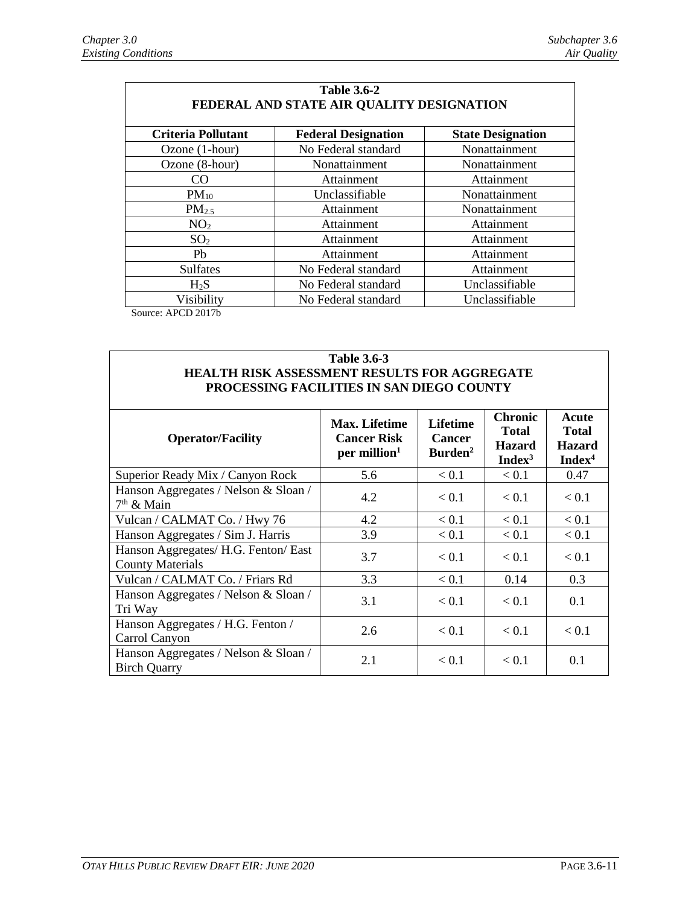**Table 3.6-2**
**FEDERAL AND STATE AIR QUALITY DESIGNATION**

| Criteria Pollutant | Federal Designation | State Designation |
|---|---|---|
| Ozone (1-hour) | No Federal standard | Nonattainment |
| Ozone (8-hour) | Nonattainment | Nonattainment |
| CO | Attainment | Attainment |
| $PM_{10}$ | Unclassifiable | Nonattainment |
| $PM_{2.5}$ | Attainment | Nonattainment |
| $NO_2$ | Attainment | Attainment |
| $SO_2$ | Attainment | Attainment |
| Pb | Attainment | Attainment |
| Sulfates | No Federal standard | Attainment |
| $H_2S$ | No Federal standard | Unclassifiable |
| Visibility | No Federal standard | Unclassifiable |

Source: APCD 2017b

**Table 3.6-3**
**HEALTH RISK ASSESSMENT RESULTS FOR AGGREGATE PROCESSING FACILITIES IN SAN DIEGO COUNTY**

| Operator/Facility | Max. Lifetime Cancer Risk per million[1] | Lifetime Cancer Burden[2] | Chronic Total Hazard Index[3] | Acute Total Hazard Index[4] |
|---|---|---|---|---|
| Superior Ready Mix / Canyon Rock | 5.6 | < 0.1 | < 0.1 | 0.47 |
| Hanson Aggregates / Nelson & Sloan / 7th & Main | 4.2 | < 0.1 | < 0.1 | < 0.1 |
| Vulcan / CALMAT Co. / Hwy 76 | 4.2 | < 0.1 | < 0.1 | < 0.1 |
| Hanson Aggregates / Sim J. Harris | 3.9 | < 0.1 | < 0.1 | < 0.1 |
| Hanson Aggregates/ H.G. Fenton/ East County Materials | 3.7 | < 0.1 | < 0.1 | < 0.1 |
| Vulcan / CALMAT Co. / Friars Rd | 3.3 | < 0.1 | 0.14 | 0.3 |
| Hanson Aggregates / Nelson & Sloan / Tri Way | 3.1 | < 0.1 | < 0.1 | 0.1 |
| Hanson Aggregates / H.G. Fenton / Carrol Canyon | 2.6 | < 0.1 | < 0.1 | < 0.1 |
| Hanson Aggregates / Nelson & Sloan / Birch Quarry | 2.1 | < 0.1 | < 0.1 | 0.1 |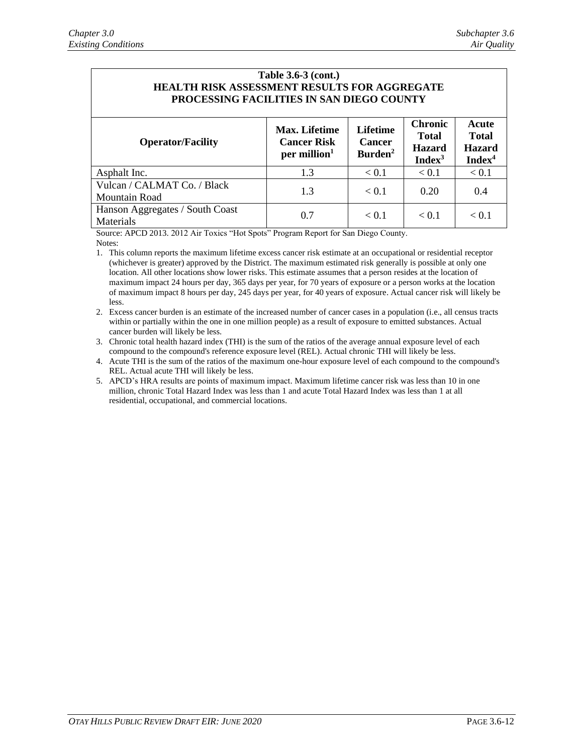**Table 3.6-3 (cont.)**
**HEALTH RISK ASSESSMENT RESULTS FOR AGGREGATE PROCESSING FACILITIES IN SAN DIEGO COUNTY**

| Operator/Facility | Max. Lifetime Cancer Risk per million[1] | Lifetime Cancer Burden[2] | Chronic Total Hazard Index[3] | Acute Total Hazard Index[4] |
|---|---|---|---|---|
| Asphalt Inc. | 1.3 | < 0.1 | < 0.1 | < 0.1 |
| Vulcan / CALMAT Co. / Black Mountain Road | 1.3 | < 0.1 | 0.20 | 0.4 |
| Hanson Aggregates / South Coast Materials | 0.7 | < 0.1 | < 0.1 | < 0.1 |

Source: APCD 2013. 2012 Air Toxics "Hot Spots" Program Report for San Diego County.

Notes:

1. This column reports the maximum lifetime excess cancer risk estimate at an occupational or residential receptor (whichever is greater) approved by the District. The maximum estimated risk generally is possible at only one location. All other locations show lower risks. This estimate assumes that a person resides at the location of maximum impact 24 hours per day, 365 days per year, for 70 years of exposure or a person works at the location of maximum impact 8 hours per day, 245 days per year, for 40 years of exposure. Actual cancer risk will likely be less.
2. Excess cancer burden is an estimate of the increased number of cancer cases in a population (i.e., all census tracts within or partially within the one in one million people) as a result of exposure to emitted substances. Actual cancer burden will likely be less.
3. Chronic total health hazard index (THI) is the sum of the ratios of the average annual exposure level of each compound to the compound's reference exposure level (REL). Actual chronic THI will likely be less.
4. Acute THI is the sum of the ratios of the maximum one-hour exposure level of each compound to the compound's REL. Actual acute THI will likely be less.
5. APCD's HRA results are points of maximum impact. Maximum lifetime cancer risk was less than 10 in one million, chronic Total Hazard Index was less than 1 and acute Total Hazard Index was less than 1 at all residential, occupational, and commercial locations.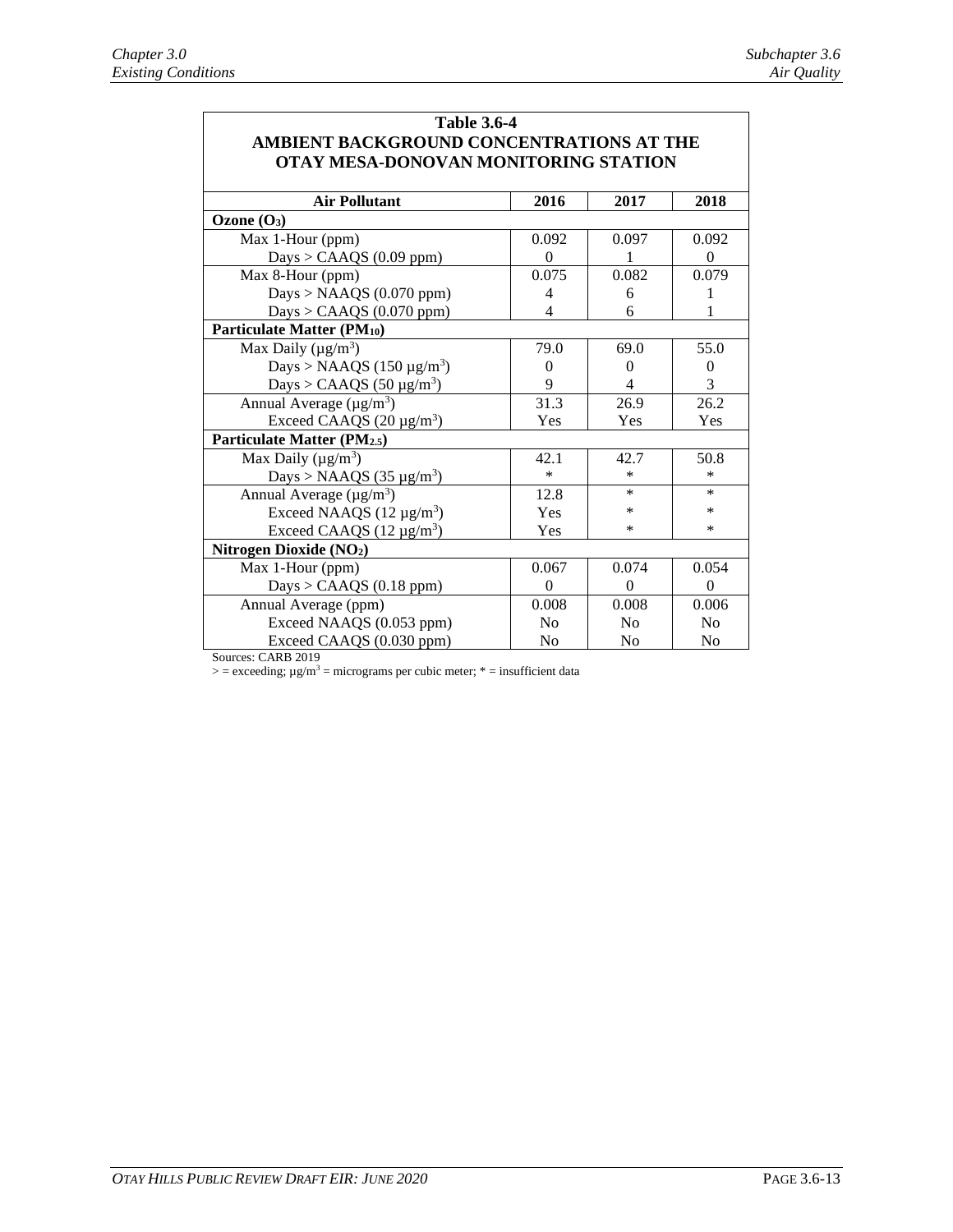**Table 3.6-4**
**AMBIENT BACKGROUND CONCENTRATIONS AT THE OTAY MESA-DONOVAN MONITORING STATION**

| Air Pollutant | 2016 | 2017 | 2018 |
|---|---|---|---|
| **Ozone ($O_3$)** | | | |
| Max 1-Hour (ppm) | 0.092 | 0.097 | 0.092 |
| Days > CAAQS (0.09 ppm) | 0 | 1 | 0 |
| Max 8-Hour (ppm) | 0.075 | 0.082 | 0.079 |
| Days > NAAQS (0.070 ppm) | 4 | 6 | 1 |
| Days > CAAQS (0.070 ppm) | 4 | 6 | 1 |
| **Particulate Matter ($PM_{10}$)** | | | |
| Max Daily (μg/m³) | 79.0 | 69.0 | 55.0 |
| Days > NAAQS (150 μg/m³) | 0 | 0 | 0 |
| Days > CAAQS (50 μg/m³) | 9 | 4 | 3 |
| Annual Average (μg/m³) | 31.3 | 26.9 | 26.2 |
| Exceed CAAQS (20 μg/m³) | Yes | Yes | Yes |
| **Particulate Matter ($PM_{2.5}$)** | | | |
| Max Daily (μg/m³) | 42.1 | 42.7 | 50.8 |
| Days > NAAQS (35 μg/m³) | * | * | * |
| Annual Average (μg/m³) | 12.8 | * | * |
| Exceed NAAQS (12 μg/m³) | Yes | * | * |
| Exceed CAAQS (12 μg/m³) | Yes | * | * |
| **Nitrogen Dioxide ($NO_2$)** | | | |
| Max 1-Hour (ppm) | 0.067 | 0.074 | 0.054 |
| Days > CAAQS (0.18 ppm) | 0 | 0 | 0 |
| Annual Average (ppm) | 0.008 | 0.008 | 0.006 |
| Exceed NAAQS (0.053 ppm) | No | No | No |
| Exceed CAAQS (0.030 ppm) | No | No | No |

Sources: CARB 2019

> = exceeding; μg/m³ = micrograms per cubic meter; * = insufficient data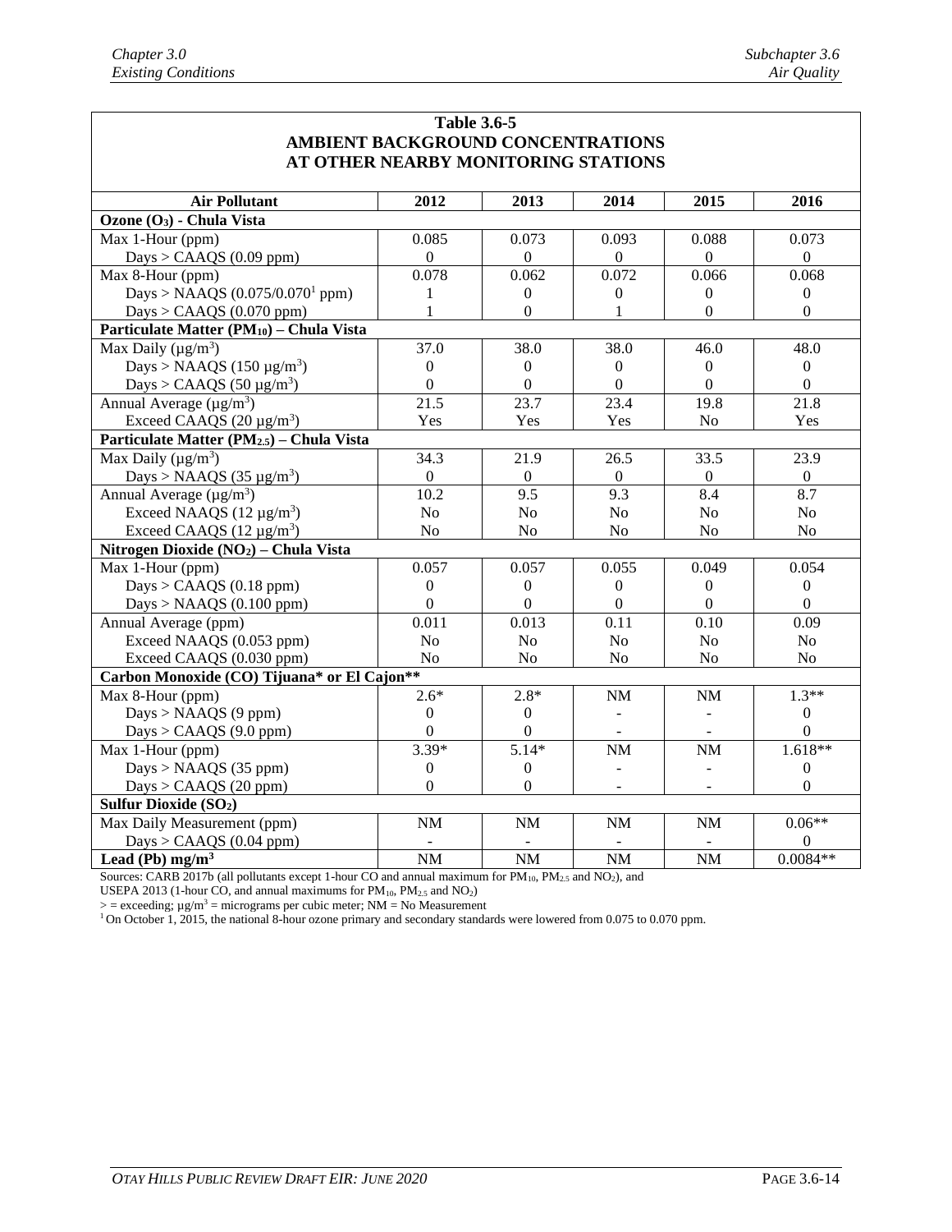**Table 3.6-5**
**AMBIENT BACKGROUND CONCENTRATIONS AT OTHER NEARBY MONITORING STATIONS**

| Air Pollutant | 2012 | 2013 | 2014 | 2015 | 2016 |
|---|---|---|---|---|---|
| **Ozone ($O_3$) - Chula Vista** | | | | | |
| Max 1-Hour (ppm) | 0.085 | 0.073 | 0.093 | 0.088 | 0.073 |
| Days > CAAQS (0.09 ppm) | 0 | 0 | 0 | 0 | 0 |
| Max 8-Hour (ppm) | 0.078 | 0.062 | 0.072 | 0.066 | 0.068 |
| Days > NAAQS (0.075/0.070[1] ppm) | 1 | 0 | 0 | 0 | 0 |
| Days > CAAQS (0.070 ppm) | 1 | 0 | 1 | 0 | 0 |
| **Particulate Matter ($PM_{10}$) – Chula Vista** | | | | | |
| Max Daily (μg/m³) | 37.0 | 38.0 | 38.0 | 46.0 | 48.0 |
| Days > NAAQS (150 μg/m³) | 0 | 0 | 0 | 0 | 0 |
| Days > CAAQS (50 μg/m³) | 0 | 0 | 0 | 0 | 0 |
| Annual Average (μg/m³) | 21.5 | 23.7 | 23.4 | 19.8 | 21.8 |
| Exceed CAAQS (20 μg/m³) | Yes | Yes | Yes | No | Yes |
| **Particulate Matter ($PM_{2.5}$) – Chula Vista** | | | | | |
| Max Daily (μg/m³) | 34.3 | 21.9 | 26.5 | 33.5 | 23.9 |
| Days > NAAQS (35 μg/m³) | 0 | 0 | 0 | 0 | 0 |
| Annual Average (μg/m³) | 10.2 | 9.5 | 9.3 | 8.4 | 8.7 |
| Exceed NAAQS (12 μg/m³) | No | No | No | No | No |
| Exceed CAAQS (12 μg/m³) | No | No | No | No | No |
| **Nitrogen Dioxide ($NO_2$) – Chula Vista** | | | | | |
| Max 1-Hour (ppm) | 0.057 | 0.057 | 0.055 | 0.049 | 0.054 |
| Days > CAAQS (0.18 ppm) | 0 | 0 | 0 | 0 | 0 |
| Days > NAAQS (0.100 ppm) | 0 | 0 | 0 | 0 | 0 |
| Annual Average (ppm) | 0.011 | 0.013 | 0.11 | 0.10 | 0.09 |
| Exceed NAAQS (0.053 ppm) | No | No | No | No | No |
| Exceed CAAQS (0.030 ppm) | No | No | No | No | No |
| **Carbon Monoxide (CO) Tijuana* or El Cajon**** | | | | | |
| Max 8-Hour (ppm) | 2.6* | 2.8* | NM | NM | 1.3** |
| Days > NAAQS (9 ppm) | 0 | 0 | - | - | 0 |
| Days > CAAQS (9.0 ppm) | 0 | 0 | - | - | 0 |
| Max 1-Hour (ppm) | 3.39* | 5.14* | NM | NM | 1.618** |
| Days > NAAQS (35 ppm) | 0 | 0 | - | - | 0 |
| Days > CAAQS (20 ppm) | 0 | 0 | - | - | 0 |
| **Sulfur Dioxide ($SO_2$)** | | | | | |
| Max Daily Measurement (ppm) | NM | NM | NM | NM | 0.06** |
| Days > CAAQS (0.04 ppm) | - | - | - | - | 0 |
| **Lead (Pb) mg/m³** | NM | NM | NM | NM | 0.0084** |

Sources: CARB 2017b (all pollutants except 1-hour CO and annual maximum for $PM_{10}$, $PM_{2.5}$ and $NO_2$), and USEPA 2013 (1-hour CO, and annual maximums for $PM_{10}$, $PM_{2.5}$ and $NO_2$)

> = exceeding; μg/m³ = micrograms per cubic meter; NM = No Measurement

[1] On October 1, 2015, the national 8-hour ozone primary and secondary standards were lowered from 0.075 to 0.070 ppm.